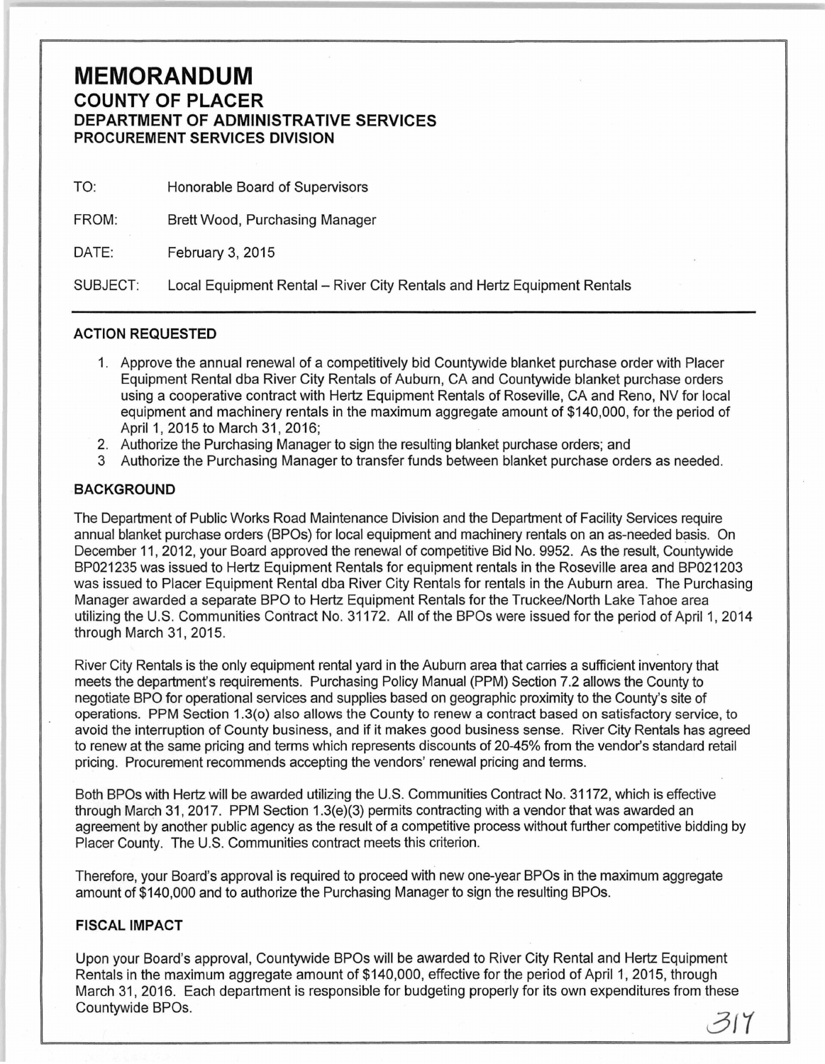# MEMORANDUM

## COUNTY OF PLACER

### DEPARTMENT OF ADMINISTRATIVE SERVICES

### PROCUREMENT SERVICES DIVISION

TO: Honorable Board of Supervisors

FROM: Brett Wood, Purchasing Manager

DATE: February 3, 2015

SUBJECT: Local Equipment Rental – River City Rentals and Hertz Equipment Rentals

---

**ACTION REQUESTED**

1. Approve the annual renewal of a competitively bid Countywide blanket purchase order with Placer Equipment Rental dba River City Rentals of Auburn, CA and Countywide blanket purchase orders using a cooperative contract with Hertz Equipment Rentals of Roseville, CA and Reno, NV for local equipment and machinery rentals in the maximum aggregate amount of $140,000, for the period of April 1, 2015 to March 31, 2016;
2. Authorize the Purchasing Manager to sign the resulting blanket purchase orders; and
3. Authorize the Purchasing Manager to transfer funds between blanket purchase orders as needed.

**BACKGROUND**

The Department of Public Works Road Maintenance Division and the Department of Facility Services require annual blanket purchase orders (BPOs) for local equipment and machinery rentals on an as-needed basis. On December 11, 2012, your Board approved the renewal of competitive Bid No. 9952. As the result, Countywide BP021235 was issued to Hertz Equipment Rentals for equipment rentals in the Roseville area and BP021203 was issued to Placer Equipment Rental dba River City Rentals for rentals in the Auburn area. The Purchasing Manager awarded a separate BPO to Hertz Equipment Rentals for the Truckee/North Lake Tahoe area utilizing the U.S. Communities Contract No. 31172. All of the BPOs were issued for the period of April 1, 2014 through March 31, 2015.

River City Rentals is the only equipment rental yard in the Auburn area that carries a sufficient inventory that meets the department's requirements. Purchasing Policy Manual (PPM) Section 7.2 allows the County to negotiate BPO for operational services and supplies based on geographic proximity to the County's site of operations. PPM Section 1.3(o) also allows the County to renew a contract based on satisfactory service, to avoid the interruption of County business, and if it makes good business sense. River City Rentals has agreed to renew at the same pricing and terms which represents discounts of 20-45% from the vendor's standard retail pricing. Procurement recommends accepting the vendors' renewal pricing and terms.

Both BPOs with Hertz will be awarded utilizing the U.S. Communities Contract No. 31172, which is effective through March 31, 2017. PPM Section 1.3(e)(3) permits contracting with a vendor that was awarded an agreement by another public agency as the result of a competitive process without further competitive bidding by Placer County. The U.S. Communities contract meets this criterion.

Therefore, your Board's approval is required to proceed with new one-year BPOs in the maximum aggregate amount of $140,000 and to authorize the Purchasing Manager to sign the resulting BPOs.

**FISCAL IMPACT**

Upon your Board's approval, Countywide BPOs will be awarded to River City Rental and Hertz Equipment Rentals in the maximum aggregate amount of $140,000, effective for the period of April 1, 2015, through March 31, 2016. Each department is responsible for budgeting properly for its own expenditures from these Countywide BPOs.